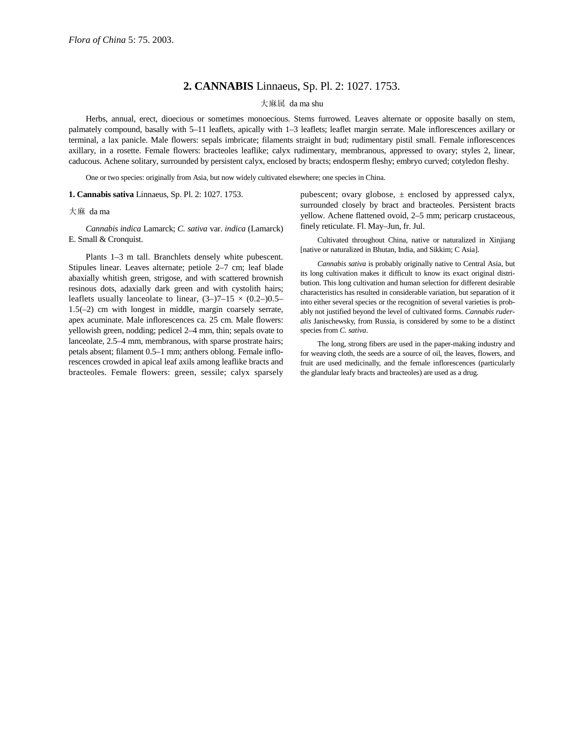*Flora of China* 5: 75. 2003.

## 2. **CANNABIS** Linnaeus, Sp. Pl. 2: 1027. 1753.

大麻属 da ma shu

Herbs, annual, erect, dioecious or sometimes monoecious. Stems furrowed. Leaves alternate or opposite basally on stem, palmately compound, basally with 5–11 leaflets, apically with 1–3 leaflets; leaflet margin serrate. Male inflorescences axillary or terminal, a lax panicle. Male flowers: sepals imbricate; filaments straight in bud; rudimentary pistil small. Female inflorescences axillary, in a rosette. Female flowers: bracteoles leaflike; calyx rudimentary, membranous, appressed to ovary; styles 2, linear, caducous. Achene solitary, surrounded by persistent calyx, enclosed by bracts; endosperm fleshy; embryo curved; cotyledon fleshy.

One or two species: originally from Asia, but now widely cultivated elsewhere; one species in China.

**1. Cannabis sativa** Linnaeus, Sp. Pl. 2: 1027. 1753.

大麻 da ma

*Cannabis indica* Lamarck; *C. sativa* var. *indica* (Lamarck) E. Small & Cronquist.

Plants 1–3 m tall. Branchlets densely white pubescent. Stipules linear. Leaves alternate; petiole 2–7 cm; leaf blade abaxially whitish green, strigose, and with scattered brownish resinous dots, adaxially dark green and with cystolith hairs; leaflets usually lanceolate to linear, (3–)7–15 × (0.2–)0.5–1.5(–2) cm with longest in middle, margin coarsely serrate, apex acuminate. Male inflorescences ca. 25 cm. Male flowers: yellowish green, nodding; pedicel 2–4 mm, thin; sepals ovate to lanceolate, 2.5–4 mm, membranous, with sparse prostrate hairs; petals absent; filament 0.5–1 mm; anthers oblong. Female inflorescences crowded in apical leaf axils among leaflike bracts and bracteoles. Female flowers: green, sessile; calyx sparsely pubescent; ovary globose, ± enclosed by appressed calyx, surrounded closely by bract and bracteoles. Persistent bracts yellow. Achene flattened ovoid, 2–5 mm; pericarp crustaceous, finely reticulate. Fl. May–Jun, fr. Jul.

Cultivated throughout China, native or naturalized in Xinjiang [native or naturalized in Bhutan, India, and Sikkim; C Asia].

*Cannabis sativa* is probably originally native to Central Asia, but its long cultivation makes it difficult to know its exact original distribution. This long cultivation and human selection for different desirable characteristics has resulted in considerable variation, but separation of it into either several species or the recognition of several varieties is probably not justified beyond the level of cultivated forms. *Cannabis ruderalis* Janischewsky, from Russia, is considered by some to be a distinct species from *C. sativa*.

The long, strong fibers are used in the paper-making industry and for weaving cloth, the seeds are a source of oil, the leaves, flowers, and fruit are used medicinally, and the female inflorescences (particularly the glandular leafy bracts and bracteoles) are used as a drug.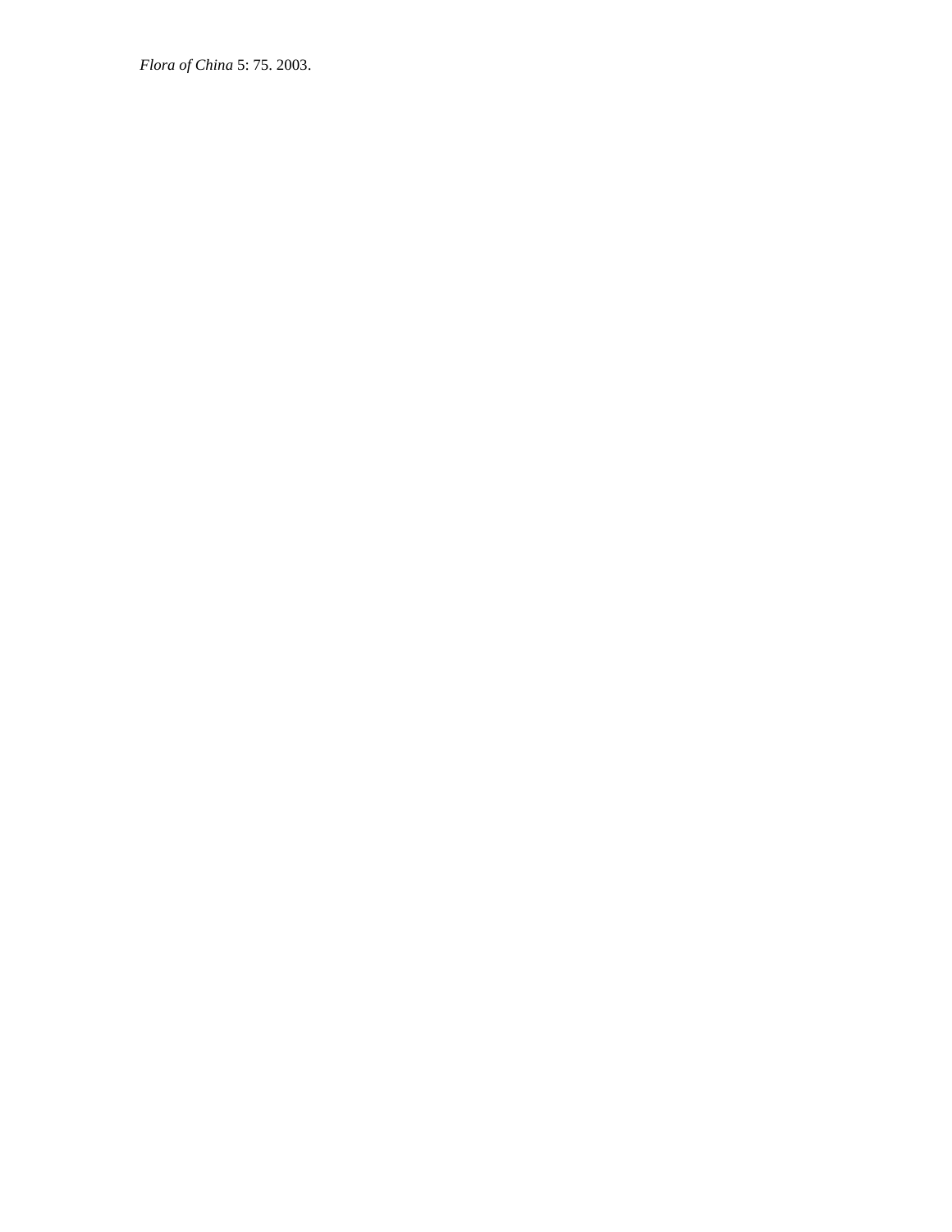*Flora of China* 5: 75. 2003.